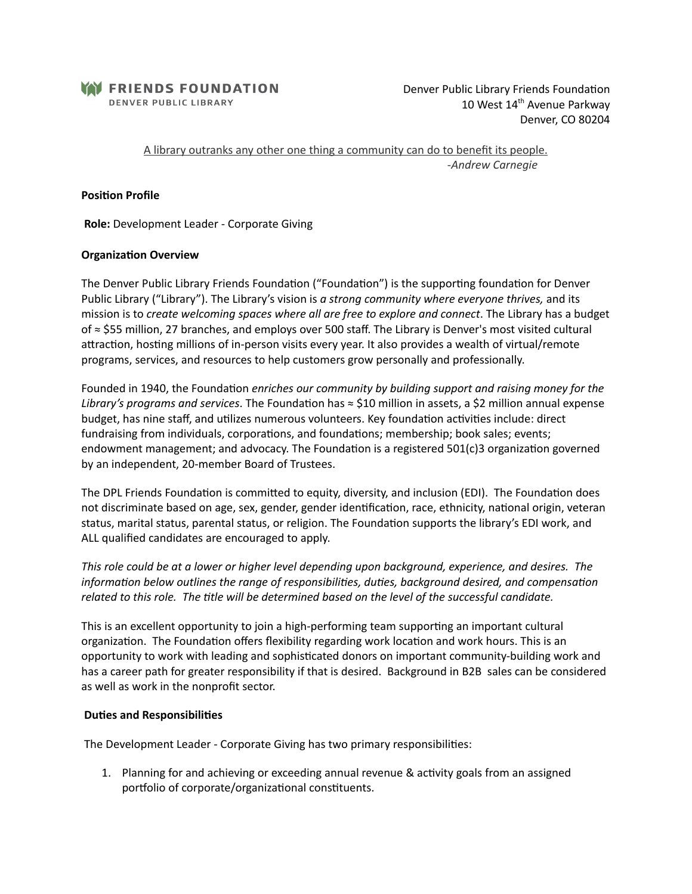FRIENDS FOUNDATION
DENVER PUBLIC LIBRARY

Denver Public Library Friends Foundation
10 West 14th Avenue Parkway
Denver, CO 80204

A library outranks any other one thing a community can do to benefit its people.
*-Andrew Carnegie*

**Position Profile**

**Role:** Development Leader - Corporate Giving

**Organization Overview**

The Denver Public Library Friends Foundation ("Foundation") is the supporting foundation for Denver Public Library ("Library"). The Library's vision is *a strong community where everyone thrives,* and its mission is to *create welcoming spaces where all are free to explore and connect*. The Library has a budget of ≈ $55 million, 27 branches, and employs over 500 staff. The Library is Denver's most visited cultural attraction, hosting millions of in-person visits every year. It also provides a wealth of virtual/remote programs, services, and resources to help customers grow personally and professionally.

Founded in 1940, the Foundation *enriches our community by building support and raising money for the Library's programs and services*. The Foundation has ≈ $10 million in assets, a $2 million annual expense budget, has nine staff, and utilizes numerous volunteers. Key foundation activities include: direct fundraising from individuals, corporations, and foundations; membership; book sales; events; endowment management; and advocacy. The Foundation is a registered 501(c)3 organization governed by an independent, 20-member Board of Trustees.

The DPL Friends Foundation is committed to equity, diversity, and inclusion (EDI). The Foundation does not discriminate based on age, sex, gender, gender identification, race, ethnicity, national origin, veteran status, marital status, parental status, or religion. The Foundation supports the library's EDI work, and ALL qualified candidates are encouraged to apply.

*This role could be at a lower or higher level depending upon background, experience, and desires. The information below outlines the range of responsibilities, duties, background desired, and compensation related to this role. The title will be determined based on the level of the successful candidate.*

This is an excellent opportunity to join a high-performing team supporting an important cultural organization. The Foundation offers flexibility regarding work location and work hours. This is an opportunity to work with leading and sophisticated donors on important community-building work and has a career path for greater responsibility if that is desired. Background in B2B sales can be considered as well as work in the nonprofit sector.

**Duties and Responsibilities**

The Development Leader - Corporate Giving has two primary responsibilities:

1. Planning for and achieving or exceeding annual revenue & activity goals from an assigned portfolio of corporate/organizational constituents.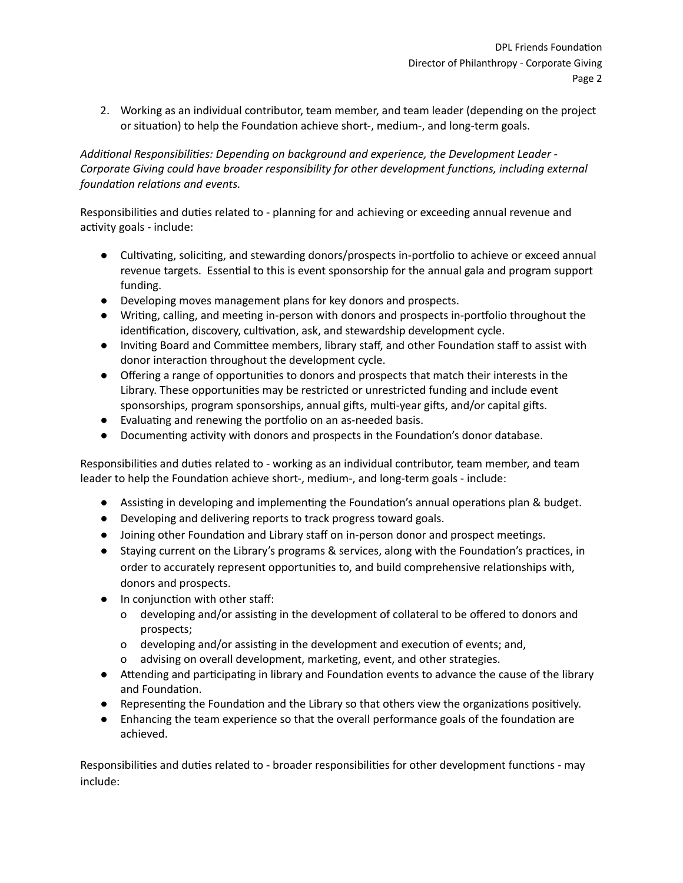2. Working as an individual contributor, team member, and team leader (depending on the project or situation) to help the Foundation achieve short-, medium-, and long-term goals.

*Additional Responsibilities: Depending on background and experience, the Development Leader - Corporate Giving could have broader responsibility for other development functions, including external foundation relations and events.*

Responsibilities and duties related to - planning for and achieving or exceeding annual revenue and activity goals - include:

- Cultivating, soliciting, and stewarding donors/prospects in-portfolio to achieve or exceed annual revenue targets. Essential to this is event sponsorship for the annual gala and program support funding.
- Developing moves management plans for key donors and prospects.
- Writing, calling, and meeting in-person with donors and prospects in-portfolio throughout the identification, discovery, cultivation, ask, and stewardship development cycle.
- Inviting Board and Committee members, library staff, and other Foundation staff to assist with donor interaction throughout the development cycle.
- Offering a range of opportunities to donors and prospects that match their interests in the Library. These opportunities may be restricted or unrestricted funding and include event sponsorships, program sponsorships, annual gifts, multi-year gifts, and/or capital gifts.
- Evaluating and renewing the portfolio on an as-needed basis.
- Documenting activity with donors and prospects in the Foundation's donor database.

Responsibilities and duties related to - working as an individual contributor, team member, and team leader to help the Foundation achieve short-, medium-, and long-term goals - include:

- Assisting in developing and implementing the Foundation's annual operations plan & budget.
- Developing and delivering reports to track progress toward goals.
- Joining other Foundation and Library staff on in-person donor and prospect meetings.
- Staying current on the Library's programs & services, along with the Foundation's practices, in order to accurately represent opportunities to, and build comprehensive relationships with, donors and prospects.
- In conjunction with other staff:
  - developing and/or assisting in the development of collateral to be offered to donors and prospects;
  - developing and/or assisting in the development and execution of events; and,
  - advising on overall development, marketing, event, and other strategies.
- Attending and participating in library and Foundation events to advance the cause of the library and Foundation.
- Representing the Foundation and the Library so that others view the organizations positively.
- Enhancing the team experience so that the overall performance goals of the foundation are achieved.

Responsibilities and duties related to - broader responsibilities for other development functions - may include: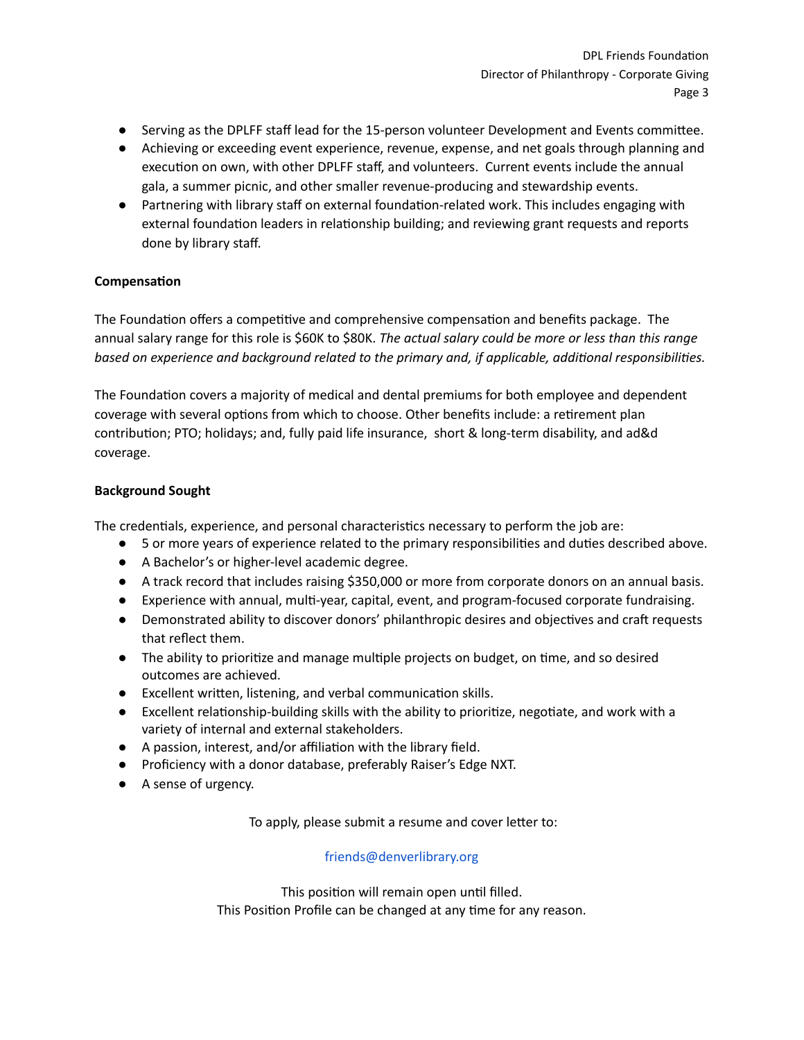- Serving as the DPLFF staff lead for the 15-person volunteer Development and Events committee.
- Achieving or exceeding event experience, revenue, expense, and net goals through planning and execution on own, with other DPLFF staff, and volunteers. Current events include the annual gala, a summer picnic, and other smaller revenue-producing and stewardship events.
- Partnering with library staff on external foundation-related work. This includes engaging with external foundation leaders in relationship building; and reviewing grant requests and reports done by library staff.

**Compensation**

The Foundation offers a competitive and comprehensive compensation and benefits package. The annual salary range for this role is $60K to $80K. *The actual salary could be more or less than this range based on experience and background related to the primary and, if applicable, additional responsibilities.*

The Foundation covers a majority of medical and dental premiums for both employee and dependent coverage with several options from which to choose. Other benefits include: a retirement plan contribution; PTO; holidays; and, fully paid life insurance, short & long-term disability, and ad&d coverage.

**Background Sought**

The credentials, experience, and personal characteristics necessary to perform the job are:

- 5 or more years of experience related to the primary responsibilities and duties described above.
- A Bachelor's or higher-level academic degree.
- A track record that includes raising $350,000 or more from corporate donors on an annual basis.
- Experience with annual, multi-year, capital, event, and program-focused corporate fundraising.
- Demonstrated ability to discover donors' philanthropic desires and objectives and craft requests that reflect them.
- The ability to prioritize and manage multiple projects on budget, on time, and so desired outcomes are achieved.
- Excellent written, listening, and verbal communication skills.
- Excellent relationship-building skills with the ability to prioritize, negotiate, and work with a variety of internal and external stakeholders.
- A passion, interest, and/or affiliation with the library field.
- Proficiency with a donor database, preferably Raiser's Edge NXT.
- A sense of urgency.

To apply, please submit a resume and cover letter to:

friends@denverlibrary.org

This position will remain open until filled.
This Position Profile can be changed at any time for any reason.